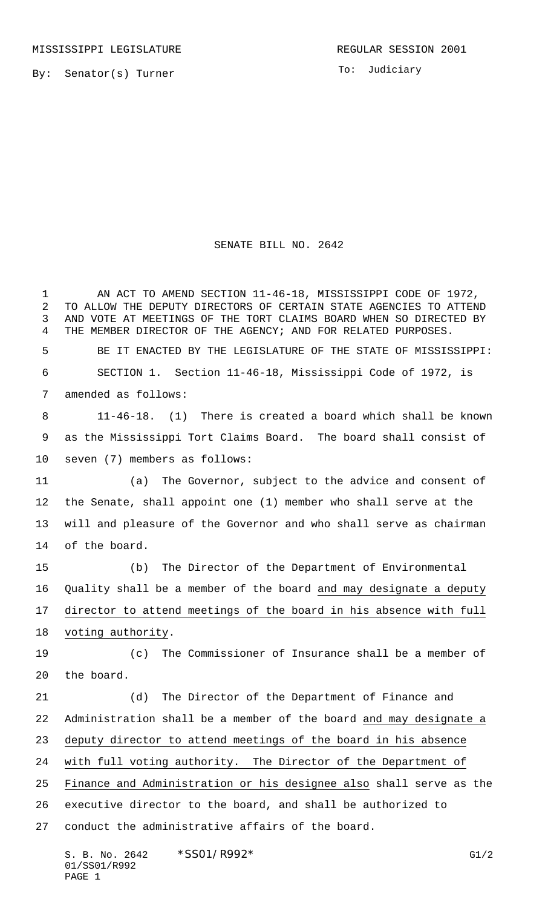MISSISSIPPI LEGISLATURE

REGULAR SESSION 2001

By: Senator(s) Turner

To: Judiciary

# SENATE BILL NO. 2642

AN ACT TO AMEND SECTION 11-46-18, MISSISSIPPI CODE OF 1972, TO ALLOW THE DEPUTY DIRECTORS OF CERTAIN STATE AGENCIES TO ATTEND AND VOTE AT MEETINGS OF THE TORT CLAIMS BOARD WHEN SO DIRECTED BY THE MEMBER DIRECTOR OF THE AGENCY; AND FOR RELATED PURPOSES.

BE IT ENACTED BY THE LEGISLATURE OF THE STATE OF MISSISSIPPI:

SECTION 1. Section 11-46-18, Mississippi Code of 1972, is amended as follows:

11-46-18. (1) There is created a board which shall be known as the Mississippi Tort Claims Board. The board shall consist of seven (7) members as follows:

(a) The Governor, subject to the advice and consent of the Senate, shall appoint one (1) member who shall serve at the will and pleasure of the Governor and who shall serve as chairman of the board.

(b) The Director of the Department of Environmental Quality shall be a member of the board <u>and may designate a deputy director to attend meetings of the board in his absence with full voting authority</u>.

(c) The Commissioner of Insurance shall be a member of the board.

(d) The Director of the Department of Finance and Administration shall be a member of the board <u>and may designate a deputy director to attend meetings of the board in his absence with full voting authority. The Director of the Department of Finance and Administration or his designee also</u> shall serve as the executive director to the board, and shall be authorized to conduct the administrative affairs of the board.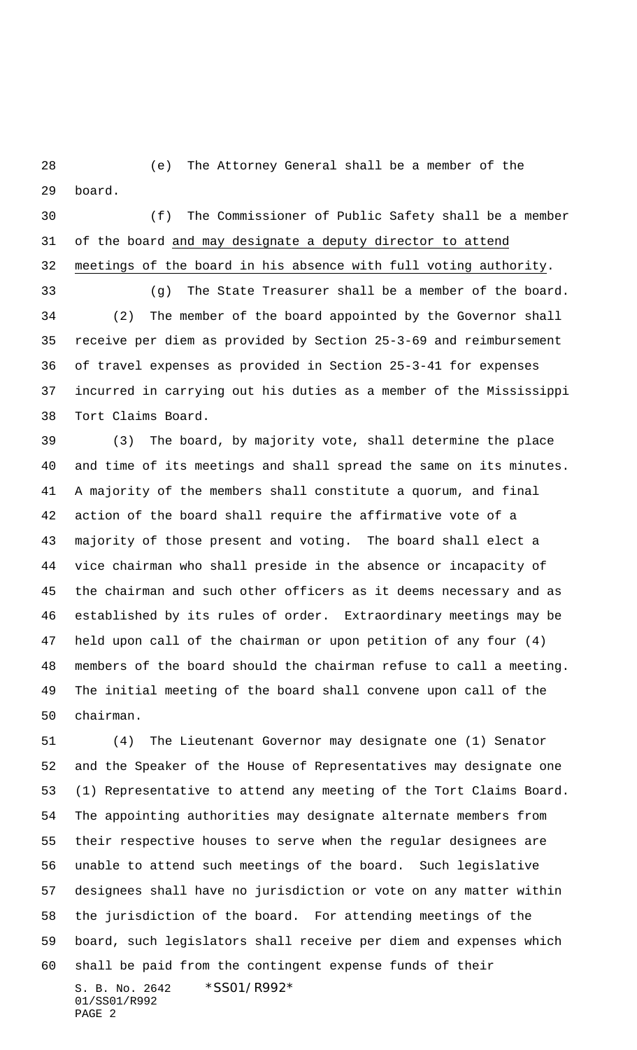(e) The Attorney General shall be a member of the board.

(f) The Commissioner of Public Safety shall be a member of the board <u>and may designate a deputy director to attend meetings of the board in his absence with full voting authority</u>.

(g) The State Treasurer shall be a member of the board.

(2) The member of the board appointed by the Governor shall receive per diem as provided by Section 25-3-69 and reimbursement of travel expenses as provided in Section 25-3-41 for expenses incurred in carrying out his duties as a member of the Mississippi Tort Claims Board.

(3) The board, by majority vote, shall determine the place and time of its meetings and shall spread the same on its minutes. A majority of the members shall constitute a quorum, and final action of the board shall require the affirmative vote of a majority of those present and voting. The board shall elect a vice chairman who shall preside in the absence or incapacity of the chairman and such other officers as it deems necessary and as established by its rules of order. Extraordinary meetings may be held upon call of the chairman or upon petition of any four (4) members of the board should the chairman refuse to call a meeting. The initial meeting of the board shall convene upon call of the chairman.

(4) The Lieutenant Governor may designate one (1) Senator and the Speaker of the House of Representatives may designate one (1) Representative to attend any meeting of the Tort Claims Board. The appointing authorities may designate alternate members from their respective houses to serve when the regular designees are unable to attend such meetings of the board. Such legislative designees shall have no jurisdiction or vote on any matter within the jurisdiction of the board. For attending meetings of the board, such legislators shall receive per diem and expenses which shall be paid from the contingent expense funds of their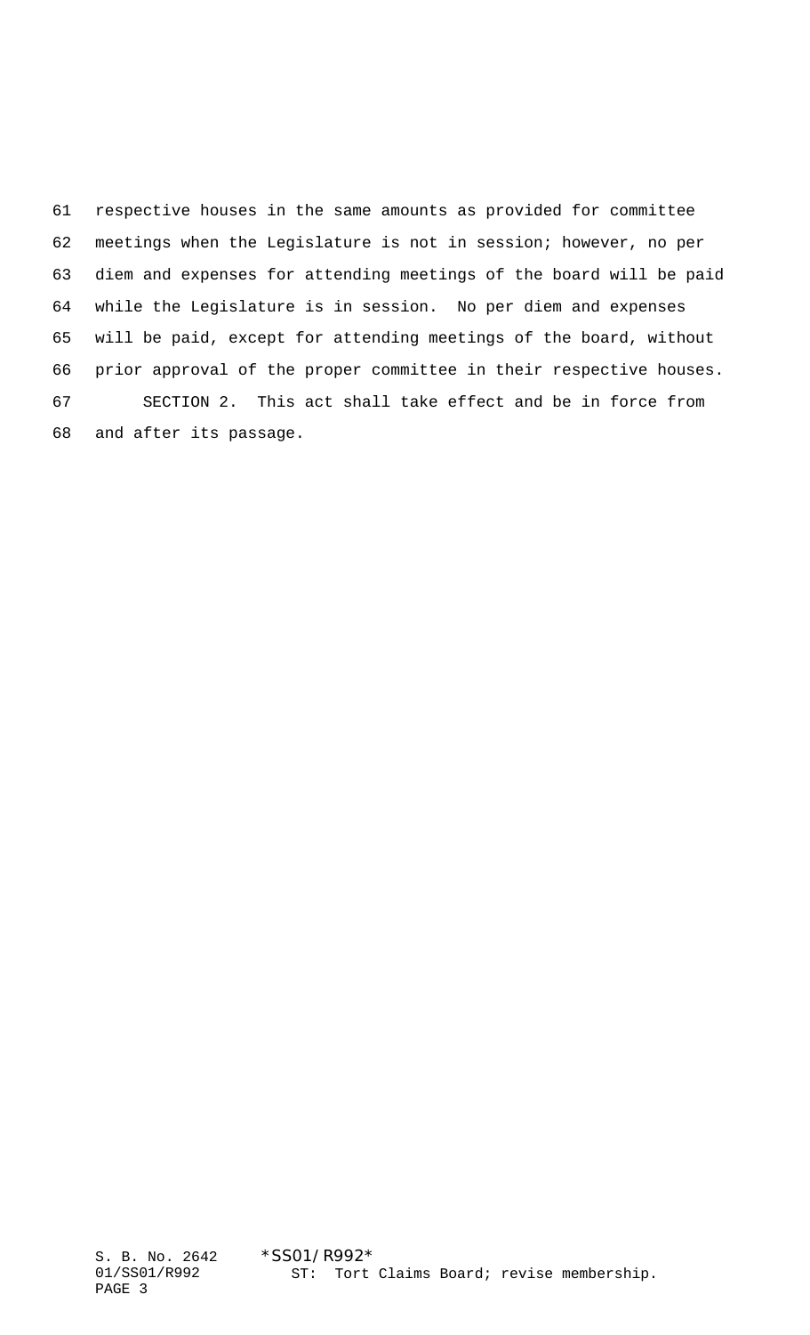respective houses in the same amounts as provided for committee meetings when the Legislature is not in session; however, no per diem and expenses for attending meetings of the board will be paid while the Legislature is in session. No per diem and expenses will be paid, except for attending meetings of the board, without prior approval of the proper committee in their respective houses.

SECTION 2. This act shall take effect and be in force from and after its passage.